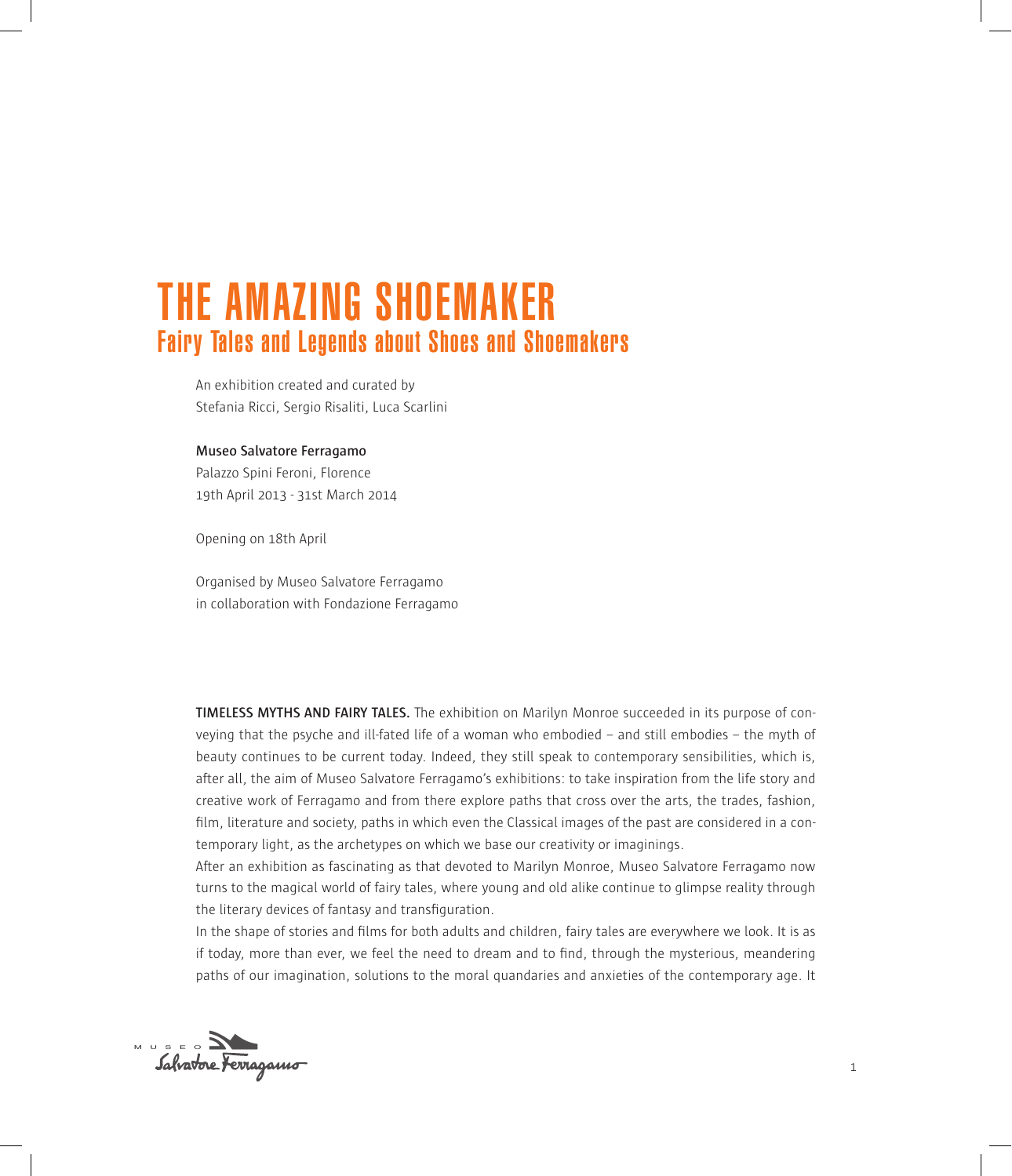# THE AMAZING SHOEMAKER
## Fairy Tales and Legends about Shoes and Shoemakers

An exhibition created and curated by
Stefania Ricci, Sergio Risaliti, Luca Scarlini

**Museo Salvatore Ferragamo**
Palazzo Spini Feroni, Florence
19th April 2013 - 31st March 2014

Opening on 18th April

Organised by Museo Salvatore Ferragamo
in collaboration with Fondazione Ferragamo

**TIMELESS MYTHS AND FAIRY TALES.** The exhibition on Marilyn Monroe succeeded in its purpose of conveying that the psyche and ill-fated life of a woman who embodied – and still embodies – the myth of beauty continues to be current today. Indeed, they still speak to contemporary sensibilities, which is, after all, the aim of Museo Salvatore Ferragamo's exhibitions: to take inspiration from the life story and creative work of Ferragamo and from there explore paths that cross over the arts, the trades, fashion, film, literature and society, paths in which even the Classical images of the past are considered in a contemporary light, as the archetypes on which we base our creativity or imaginings.

After an exhibition as fascinating as that devoted to Marilyn Monroe, Museo Salvatore Ferragamo now turns to the magical world of fairy tales, where young and old alike continue to glimpse reality through the literary devices of fantasy and transfiguration.

In the shape of stories and films for both adults and children, fairy tales are everywhere we look. It is as if today, more than ever, we feel the need to dream and to find, through the mysterious, meandering paths of our imagination, solutions to the moral quandaries and anxieties of the contemporary age. It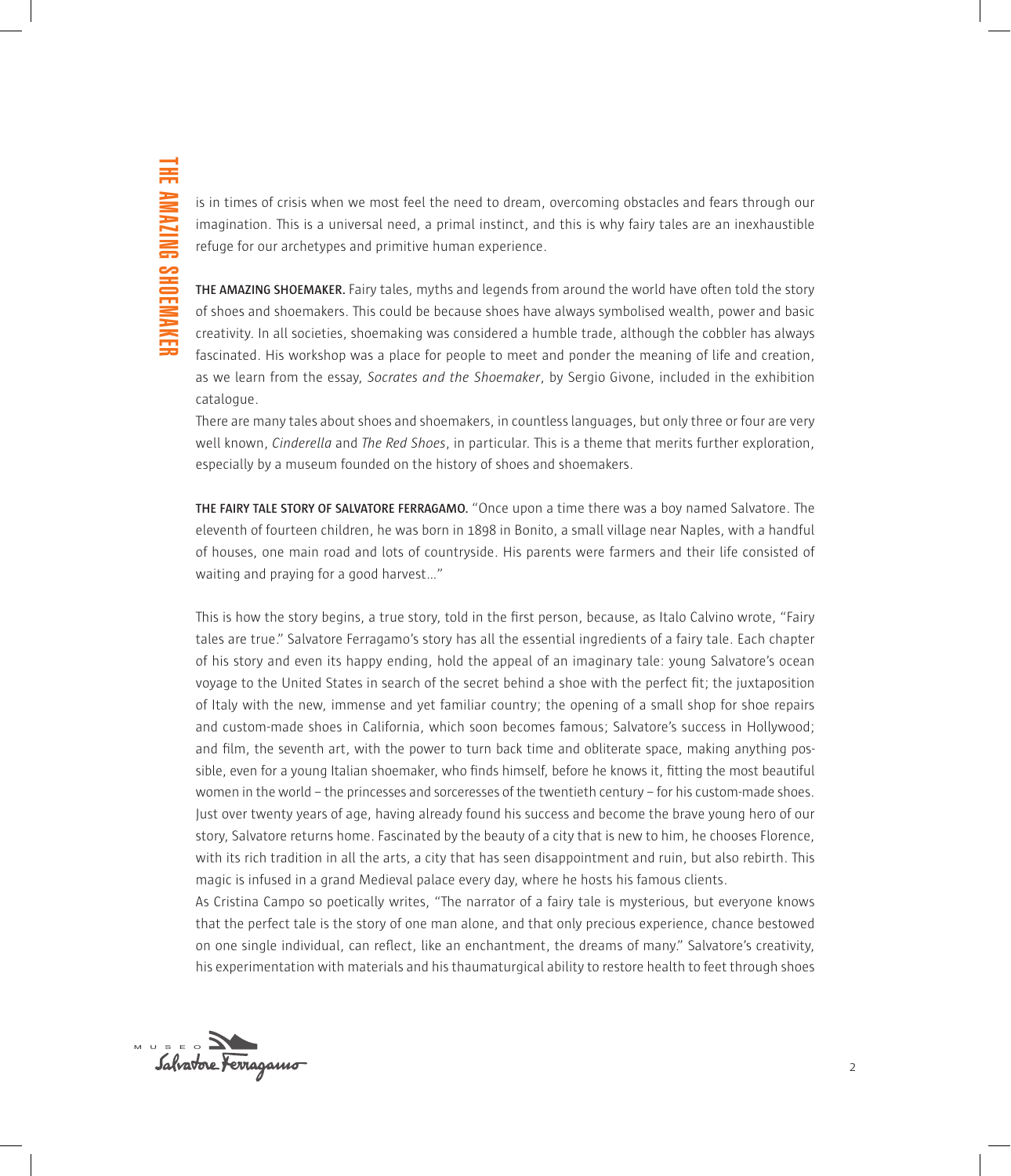is in times of crisis when we most feel the need to dream, overcoming obstacles and fears through our imagination. This is a universal need, a primal instinct, and this is why fairy tales are an inexhaustible refuge for our archetypes and primitive human experience.

**THE AMAZING SHOEMAKER.** Fairy tales, myths and legends from around the world have often told the story of shoes and shoemakers. This could be because shoes have always symbolised wealth, power and basic creativity. In all societies, shoemaking was considered a humble trade, although the cobbler has always fascinated. His workshop was a place for people to meet and ponder the meaning of life and creation, as we learn from the essay, *Socrates and the Shoemaker*, by Sergio Givone, included in the exhibition catalogue.

There are many tales about shoes and shoemakers, in countless languages, but only three or four are very well known, *Cinderella* and *The Red Shoes*, in particular. This is a theme that merits further exploration, especially by a museum founded on the history of shoes and shoemakers.

**THE FAIRY TALE STORY OF SALVATORE FERRAGAMO.** "Once upon a time there was a boy named Salvatore. The eleventh of fourteen children, he was born in 1898 in Bonito, a small village near Naples, with a handful of houses, one main road and lots of countryside. His parents were farmers and their life consisted of waiting and praying for a good harvest…"

This is how the story begins, a true story, told in the first person, because, as Italo Calvino wrote, "Fairy tales are true." Salvatore Ferragamo's story has all the essential ingredients of a fairy tale. Each chapter of his story and even its happy ending, hold the appeal of an imaginary tale: young Salvatore's ocean voyage to the United States in search of the secret behind a shoe with the perfect fit; the juxtaposition of Italy with the new, immense and yet familiar country; the opening of a small shop for shoe repairs and custom-made shoes in California, which soon becomes famous; Salvatore's success in Hollywood; and film, the seventh art, with the power to turn back time and obliterate space, making anything possible, even for a young Italian shoemaker, who finds himself, before he knows it, fitting the most beautiful women in the world – the princesses and sorceresses of the twentieth century – for his custom-made shoes. Just over twenty years of age, having already found his success and become the brave young hero of our story, Salvatore returns home. Fascinated by the beauty of a city that is new to him, he chooses Florence, with its rich tradition in all the arts, a city that has seen disappointment and ruin, but also rebirth. This magic is infused in a grand Medieval palace every day, where he hosts his famous clients.

As Cristina Campo so poetically writes, "The narrator of a fairy tale is mysterious, but everyone knows that the perfect tale is the story of one man alone, and that only precious experience, chance bestowed on one single individual, can reflect, like an enchantment, the dreams of many." Salvatore's creativity, his experimentation with materials and his thaumaturgical ability to restore health to feet through shoes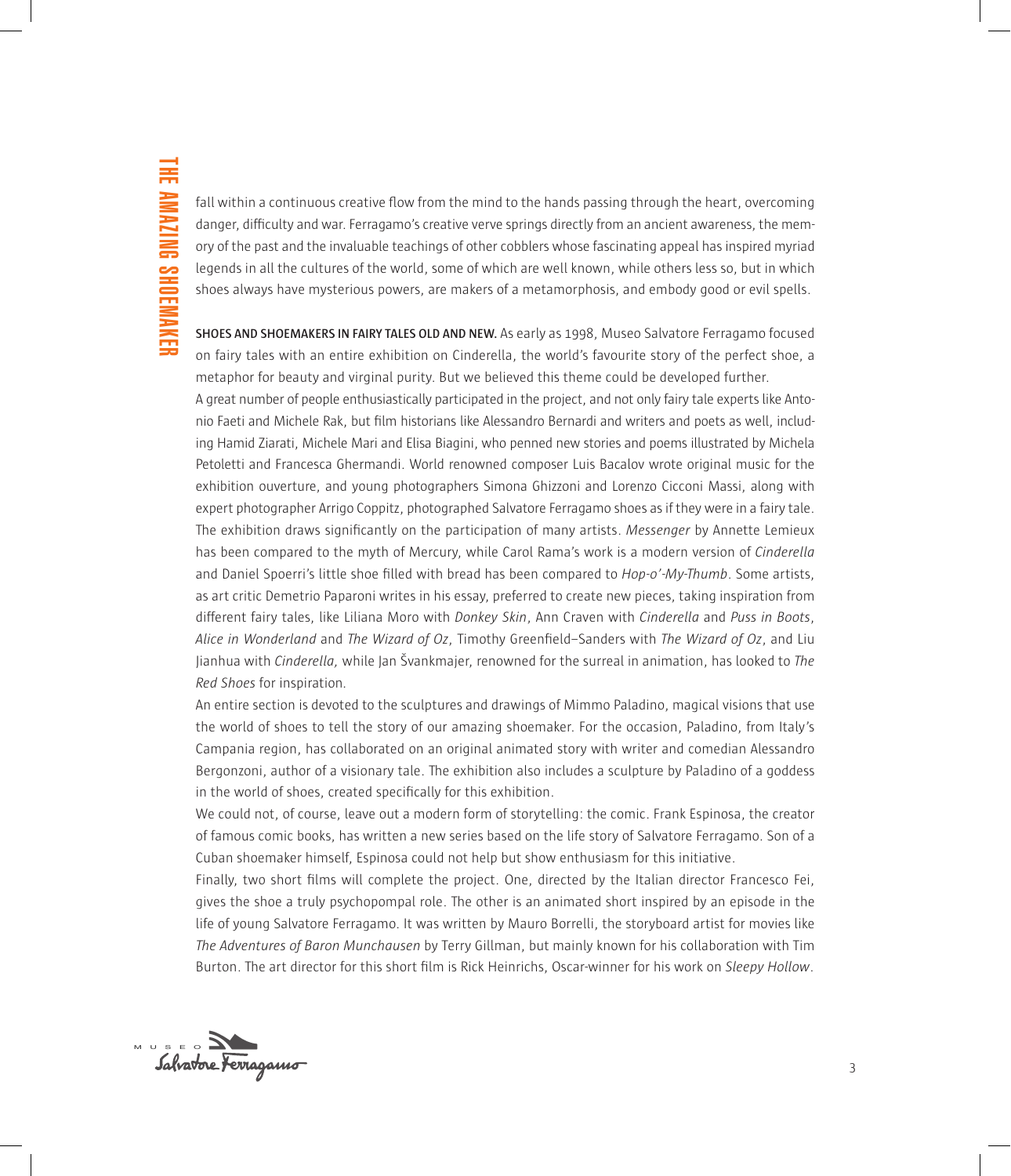fall within a continuous creative flow from the mind to the hands passing through the heart, overcoming danger, difficulty and war. Ferragamo's creative verve springs directly from an ancient awareness, the memory of the past and the invaluable teachings of other cobblers whose fascinating appeal has inspired myriad legends in all the cultures of the world, some of which are well known, while others less so, but in which shoes always have mysterious powers, are makers of a metamorphosis, and embody good or evil spells.

**SHOES AND SHOEMAKERS IN FAIRY TALES OLD AND NEW.** As early as 1998, Museo Salvatore Ferragamo focused on fairy tales with an entire exhibition on Cinderella, the world's favourite story of the perfect shoe, a metaphor for beauty and virginal purity. But we believed this theme could be developed further.

A great number of people enthusiastically participated in the project, and not only fairy tale experts like Antonio Faeti and Michele Rak, but film historians like Alessandro Bernardi and writers and poets as well, including Hamid Ziarati, Michele Mari and Elisa Biagini, who penned new stories and poems illustrated by Michela Petoletti and Francesca Ghermandi. World renowned composer Luis Bacalov wrote original music for the exhibition ouverture, and young photographers Simona Ghizzoni and Lorenzo Cicconi Massi, along with expert photographer Arrigo Coppitz, photographed Salvatore Ferragamo shoes as if they were in a fairy tale. The exhibition draws significantly on the participation of many artists. *Messenger* by Annette Lemieux has been compared to the myth of Mercury, while Carol Rama's work is a modern version of *Cinderella* and Daniel Spoerri's little shoe filled with bread has been compared to *Hop-o'-My-Thumb*. Some artists, as art critic Demetrio Paparoni writes in his essay, preferred to create new pieces, taking inspiration from different fairy tales, like Liliana Moro with *Donkey Skin*, Ann Craven with *Cinderella* and *Puss in Boots*, *Alice in Wonderland* and *The Wizard of Oz*, Timothy Greenfield–Sanders with *The Wizard of Oz*, and Liu Jianhua with *Cinderella,* while Jan Švankmajer, renowned for the surreal in animation, has looked to *The Red Shoes* for inspiration.

An entire section is devoted to the sculptures and drawings of Mimmo Paladino, magical visions that use the world of shoes to tell the story of our amazing shoemaker. For the occasion, Paladino, from Italy's Campania region, has collaborated on an original animated story with writer and comedian Alessandro Bergonzoni, author of a visionary tale. The exhibition also includes a sculpture by Paladino of a goddess in the world of shoes, created specifically for this exhibition.

We could not, of course, leave out a modern form of storytelling: the comic. Frank Espinosa, the creator of famous comic books, has written a new series based on the life story of Salvatore Ferragamo. Son of a Cuban shoemaker himself, Espinosa could not help but show enthusiasm for this initiative.

Finally, two short films will complete the project. One, directed by the Italian director Francesco Fei, gives the shoe a truly psychopompal role. The other is an animated short inspired by an episode in the life of young Salvatore Ferragamo. It was written by Mauro Borrelli, the storyboard artist for movies like *The Adventures of Baron Munchausen* by Terry Gillman, but mainly known for his collaboration with Tim Burton. The art director for this short film is Rick Heinrichs, Oscar-winner for his work on *Sleepy Hollow*.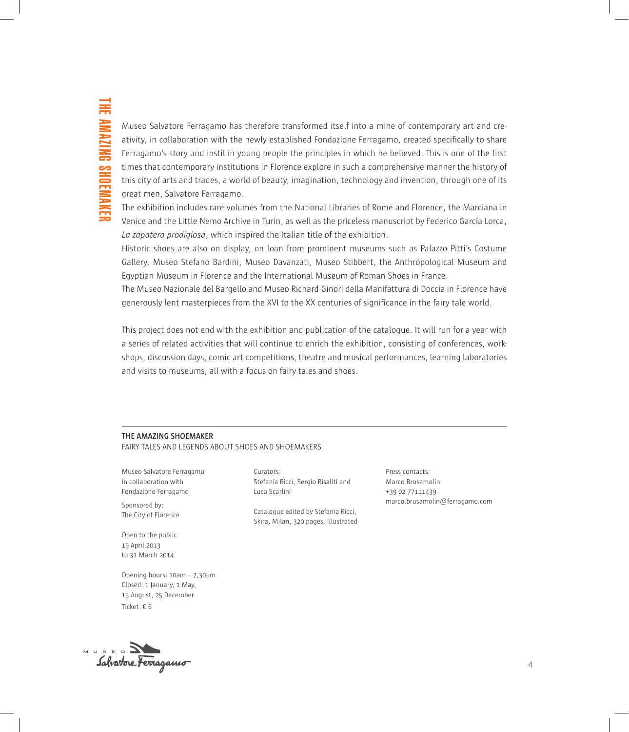Museo Salvatore Ferragamo has therefore transformed itself into a mine of contemporary art and creativity, in collaboration with the newly established Fondazione Ferragamo, created specifically to share Ferragamo's story and instil in young people the principles in which he believed. This is one of the first times that contemporary institutions in Florence explore in such a comprehensive manner the history of this city of arts and trades, a world of beauty, imagination, technology and invention, through one of its great men, Salvatore Ferragamo.

The exhibition includes rare volumes from the National Libraries of Rome and Florence, the Marciana in Venice and the Little Nemo Archive in Turin, as well as the priceless manuscript by Federico García Lorca, *La zapatera prodigiosa*, which inspired the Italian title of the exhibition.

Historic shoes are also on display, on loan from prominent museums such as Palazzo Pitti's Costume Gallery, Museo Stefano Bardini, Museo Davanzati, Museo Stibbert, the Anthropological Museum and Egyptian Museum in Florence and the International Museum of Roman Shoes in France.

The Museo Nazionale del Bargello and Museo Richard-Ginori della Manifattura di Doccia in Florence have generously lent masterpieces from the XVI to the XX centuries of significance in the fairy tale world.

This project does not end with the exhibition and publication of the catalogue. It will run for a year with a series of related activities that will continue to enrich the exhibition, consisting of conferences, workshops, discussion days, comic art competitions, theatre and musical performances, learning laboratories and visits to museums, all with a focus on fairy tales and shoes.

---

**THE AMAZING SHOEMAKER**
FAIRY TALES AND LEGENDS ABOUT SHOES AND SHOEMAKERS

Museo Salvatore Ferragamo
in collaboration with
Fondazione Ferragamo

Sponsored by:
The City of Florence

Open to the public:
19 April 2013
to 31 March 2014

Opening hours: 10am – 7,30pm
Closed: 1 January, 1 May,
15 August, 25 December
Ticket: € 6

Curators:
Stefania Ricci, Sergio Risaliti and
Luca Scarlini

Catalogue edited by Stefania Ricci,
Skira, Milan, 320 pages, Illustrated

Press contacts:
Marco Brusamolin
+39 02 77111439
marco.brusamolin@ferragamo.com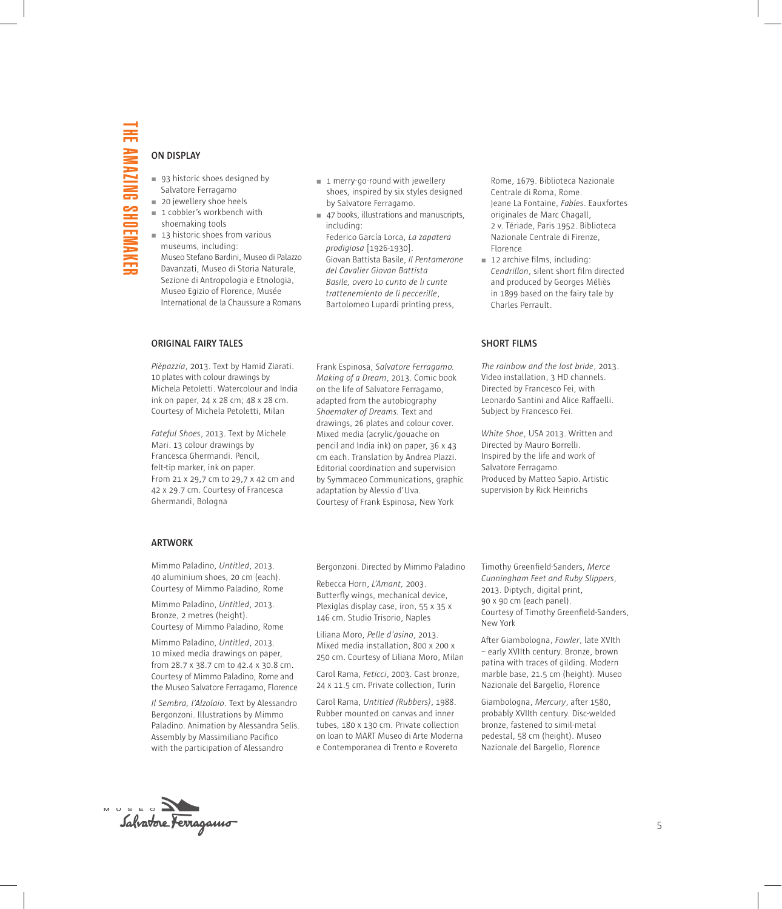## ON DISPLAY

- 93 historic shoes designed by Salvatore Ferragamo
- 20 jewellery shoe heels
- 1 cobbler's workbench with shoemaking tools
- 13 historic shoes from various museums, including: Museo Stefano Bardini, Museo di Palazzo Davanzati, Museo di Storia Naturale, Sezione di Antropologia e Etnologia, Museo Egizio of Florence, Musée International de la Chaussure a Romans
- 1 merry-go-round with jewellery shoes, inspired by six styles designed by Salvatore Ferragamo.
- 47 books, illustrations and manuscripts, including:
  Federico García Lorca, *La zapatera prodigiosa* [1926-1930].
  Giovan Battista Basile, *Il Pentamerone del Cavalier Giovan Battista Basile, overo Lo cunto de li cunte trattenemiento de li peccerille*, Bartolomeo Lupardi printing press, Rome, 1679. Biblioteca Nazionale Centrale di Roma, Rome.
  Jeane La Fontaine, *Fables*. Eauxfortes originales de Marc Chagall, 2 v. Tériade, Paris 1952. Biblioteca Nazionale Centrale di Firenze, Florence
- 12 archive films, including: *Cendrillon*, silent short film directed and produced by Georges Méliès in 1899 based on the fairy tale by Charles Perrault.

## ORIGINAL FAIRY TALES

*Pièpazzia*, 2013. Text by Hamid Ziarati. 10 plates with colour drawings by Michela Petoletti. Watercolour and India ink on paper, 24 x 28 cm; 48 x 28 cm. Courtesy of Michela Petoletti, Milan

*Fateful Shoes*, 2013. Text by Michele Mari. 13 colour drawings by Francesca Ghermandi. Pencil, felt-tip marker, ink on paper. From 21 x 29,7 cm to 29,7 x 42 cm and 42 x 29.7 cm. Courtesy of Francesca Ghermandi, Bologna

Frank Espinosa, *Salvatore Ferragamo. Making of a Dream*, 2013. Comic book on the life of Salvatore Ferragamo, adapted from the autobiography *Shoemaker of Dreams*. Text and drawings, 26 plates and colour cover. Mixed media (acrylic/gouache on pencil and India ink) on paper, 36 x 43 cm each. Translation by Andrea Plazzi. Editorial coordination and supervision by Symmaceo Communications, graphic adaptation by Alessio d'Uva. Courtesy of Frank Espinosa, New York

## SHORT FILMS

*The rainbow and the lost bride*, 2013. Video installation, 3 HD channels. Directed by Francesco Fei, with Leonardo Santini and Alice Raffaelli. Subject by Francesco Fei.

*White Shoe*, USA 2013. Written and Directed by Mauro Borrelli. Inspired by the life and work of Salvatore Ferragamo. Produced by Matteo Sapio. Artistic supervision by Rick Heinrichs

## ARTWORK

Mimmo Paladino, *Untitled*, 2013. 40 aluminium shoes, 20 cm (each). Courtesy of Mimmo Paladino, Rome

Mimmo Paladino, *Untitled*, 2013. Bronze, 2 metres (height). Courtesy of Mimmo Paladino, Rome

Mimmo Paladino, *Untitled*, 2013. 10 mixed media drawings on paper, from 28.7 x 38.7 cm to 42.4 x 30.8 cm. Courtesy of Mimmo Paladino, Rome and the Museo Salvatore Ferragamo, Florence

*Il Sembra, l'Alzolaio*. Text by Alessandro Bergonzoni. Illustrations by Mimmo Paladino. Animation by Alessandra Selis. Assembly by Massimiliano Pacifico with the participation of Alessandro Bergonzoni. Directed by Mimmo Paladino

Rebecca Horn, *L'Amant,* 2003. Butterfly wings, mechanical device, Plexiglas display case, iron, 55 x 35 x 146 cm. Studio Trisorio, Naples

Liliana Moro, *Pelle d'asino*, 2013. Mixed media installation, 800 x 200 x 250 cm. Courtesy of Liliana Moro, Milan

Carol Rama, *Feticci*, 2003. Cast bronze, 24 x 11.5 cm. Private collection, Turin

Carol Rama, *Untitled (Rubbers)*, 1988. Rubber mounted on canvas and inner tubes, 180 x 130 cm. Private collection on loan to MART Museo di Arte Moderna e Contemporanea di Trento e Rovereto

Timothy Greenfield-Sanders, *Merce Cunningham Feet and Ruby Slippers*, 2013. Diptych, digital print, 90 x 90 cm (each panel). Courtesy of Timothy Greenfield-Sanders, New York

After Giambologna, *Fowler*, late XVIth – early XVIIth century. Bronze, brown patina with traces of gilding. Modern marble base, 21.5 cm (height). Museo Nazionale del Bargello, Florence

Giambologna, *Mercury*, after 1580, probably XVIIth century. Disc-welded bronze, fastened to simil-metal pedestal, 58 cm (height). Museo Nazionale del Bargello, Florence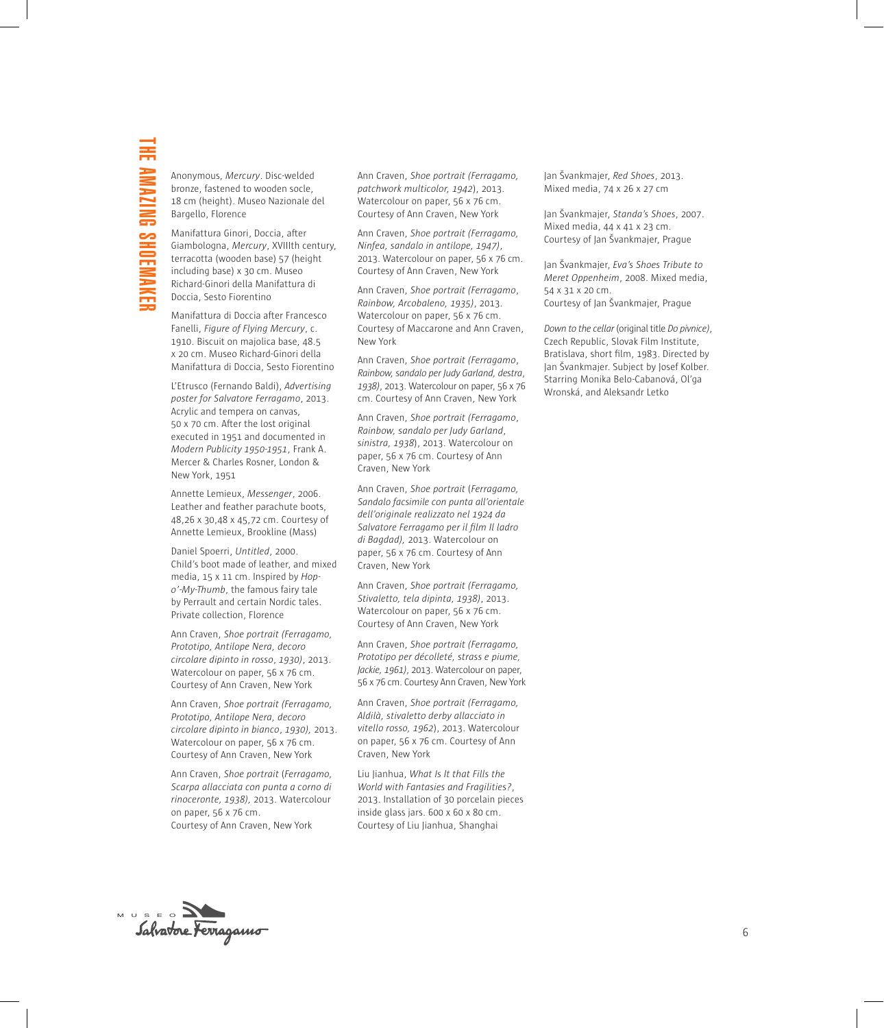Anonymous, *Mercury*. Disc-welded bronze, fastened to wooden socle, 18 cm (height). Museo Nazionale del Bargello, Florence

Manifattura Ginori, Doccia, after Giambologna, *Mercury*, XVIIIth century, terracotta (wooden base) 57 (height including base) x 30 cm. Museo Richard-Ginori della Manifattura di Doccia, Sesto Fiorentino

Manifattura di Doccia after Francesco Fanelli, *Figure of Flying Mercury*, c. 1910. Biscuit on majolica base, 48.5 x 20 cm. Museo Richard-Ginori della Manifattura di Doccia, Sesto Fiorentino

L'Etrusco (Fernando Baldi), *Advertising poster for Salvatore Ferragamo*, 2013. Acrylic and tempera on canvas, 50 x 70 cm. After the lost original executed in 1951 and documented in *Modern Publicity 1950-1951*, Frank A. Mercer & Charles Rosner, London & New York, 1951

Annette Lemieux, *Messenger*, 2006. Leather and feather parachute boots, 48,26 x 30,48 x 45,72 cm. Courtesy of Annette Lemieux, Brookline (Mass)

Daniel Spoerri, *Untitled*, 2000. Child's boot made of leather, and mixed media, 15 x 11 cm. Inspired by *Hop-o'-My-Thumb*, the famous fairy tale by Perrault and certain Nordic tales. Private collection, Florence

Ann Craven, *Shoe portrait (Ferragamo, Prototipo, Antilope Nera, decoro circolare dipinto in rosso, 1930)*, 2013. Watercolour on paper, 56 x 76 cm. Courtesy of Ann Craven, New York

Ann Craven, *Shoe portrait (Ferragamo, Prototipo, Antilope Nera, decoro circolare dipinto in bianco, 1930),* 2013. Watercolour on paper, 56 x 76 cm. Courtesy of Ann Craven, New York

Ann Craven, *Shoe portrait* (*Ferragamo, Scarpa allacciata con punta a corno di rinoceronte, 1938),* 2013. Watercolour on paper, 56 x 76 cm. Courtesy of Ann Craven, New York

Ann Craven, *Shoe portrait (Ferragamo, patchwork multicolor, 1942*), 2013. Watercolour on paper, 56 x 76 cm. Courtesy of Ann Craven, New York

Ann Craven, *Shoe portrait (Ferragamo, Ninfea, sandalo in antilope, 1947)*, 2013. Watercolour on paper, 56 x 76 cm. Courtesy of Ann Craven, New York

Ann Craven, *Shoe portrait (Ferragamo, Rainbow, Arcobaleno, 1935)*, 2013. Watercolour on paper, 56 x 76 cm. Courtesy of Maccarone and Ann Craven, New York

Ann Craven, *Shoe portrait (Ferragamo, Rainbow, sandalo per Judy Garland, destra, 1938)*, 2013. Watercolour on paper, 56 x 76 cm. Courtesy of Ann Craven, New York

Ann Craven, *Shoe portrait (Ferragamo, Rainbow, sandalo per Judy Garland, sinistra, 1938*), 2013. Watercolour on paper, 56 x 76 cm. Courtesy of Ann Craven, New York

Ann Craven, *Shoe portrait* (*Ferragamo, Sandalo facsimile con punta all'orientale dell'originale realizzato nel 1924 da Salvatore Ferragamo per il film Il ladro di Bagdad),* 2013. Watercolour on paper, 56 x 76 cm. Courtesy of Ann Craven, New York

Ann Craven, *Shoe portrait (Ferragamo, Stivaletto, tela dipinta, 1938)*, 2013. Watercolour on paper, 56 x 76 cm. Courtesy of Ann Craven, New York

Ann Craven, *Shoe portrait (Ferragamo, Prototipo per décolleté, strass e piume, Jackie, 1961)*, 2013. Watercolour on paper, 56 x 76 cm. Courtesy Ann Craven, New York

Ann Craven, *Shoe portrait (Ferragamo, Aldilà, stivaletto derby allacciato in vitello rosso, 1962*), 2013. Watercolour on paper, 56 x 76 cm. Courtesy of Ann Craven, New York

Liu Jianhua, *What Is It that Fills the World with Fantasies and Fragilities?*, 2013. Installation of 30 porcelain pieces inside glass jars. 600 x 60 x 80 cm. Courtesy of Liu Jianhua, Shanghai

Jan Švankmajer, *Red Shoes*, 2013. Mixed media, 74 x 26 x 27 cm

Jan Švankmajer, *Standa's Shoes*, 2007. Mixed media, 44 x 41 x 23 cm. Courtesy of Jan Švankmajer, Prague

Jan Švankmajer, *Eva's Shoes Tribute to Meret Oppenheim*, 2008. Mixed media, 54 x 31 x 20 cm. Courtesy of Jan Švankmajer, Prague

*Down to the cellar* (original title *Do pivnice)*, Czech Republic, Slovak Film Institute, Bratislava, short film, 1983. Directed by Jan Švankmajer. Subject by Josef Kolber. Starring Monika Belo-Cabanová, Ol'ga Wronská, and Aleksandr Letko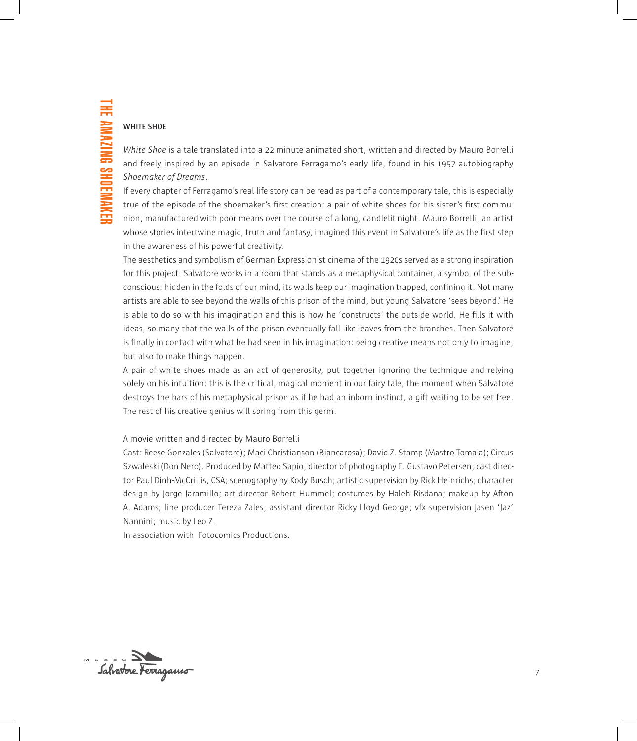## WHITE SHOE

*White Shoe* is a tale translated into a 22 minute animated short, written and directed by Mauro Borrelli and freely inspired by an episode in Salvatore Ferragamo's early life, found in his 1957 autobiography *Shoemaker of Dreams*.

If every chapter of Ferragamo's real life story can be read as part of a contemporary tale, this is especially true of the episode of the shoemaker's first creation: a pair of white shoes for his sister's first communion, manufactured with poor means over the course of a long, candlelit night. Mauro Borrelli, an artist whose stories intertwine magic, truth and fantasy, imagined this event in Salvatore's life as the first step in the awareness of his powerful creativity.

The aesthetics and symbolism of German Expressionist cinema of the 1920s served as a strong inspiration for this project. Salvatore works in a room that stands as a metaphysical container, a symbol of the subconscious: hidden in the folds of our mind, its walls keep our imagination trapped, confining it. Not many artists are able to see beyond the walls of this prison of the mind, but young Salvatore 'sees beyond.' He is able to do so with his imagination and this is how he 'constructs' the outside world. He fills it with ideas, so many that the walls of the prison eventually fall like leaves from the branches. Then Salvatore is finally in contact with what he had seen in his imagination: being creative means not only to imagine, but also to make things happen.

A pair of white shoes made as an act of generosity, put together ignoring the technique and relying solely on his intuition: this is the critical, magical moment in our fairy tale, the moment when Salvatore destroys the bars of his metaphysical prison as if he had an inborn instinct, a gift waiting to be set free. The rest of his creative genius will spring from this germ.

A movie written and directed by Mauro Borrelli

Cast: Reese Gonzales (Salvatore); Maci Christianson (Biancarosa); David Z. Stamp (Mastro Tomaia); Circus Szwaleski (Don Nero). Produced by Matteo Sapio; director of photography E. Gustavo Petersen; cast director Paul Dinh-McCrillis, CSA; scenography by Kody Busch; artistic supervision by Rick Heinrichs; character design by Jorge Jaramillo; art director Robert Hummel; costumes by Haleh Risdana; makeup by Afton A. Adams; line producer Tereza Zales; assistant director Ricky Lloyd George; vfx supervision Jasen 'Jaz' Nannini; music by Leo Z.

In association with Fotocomics Productions.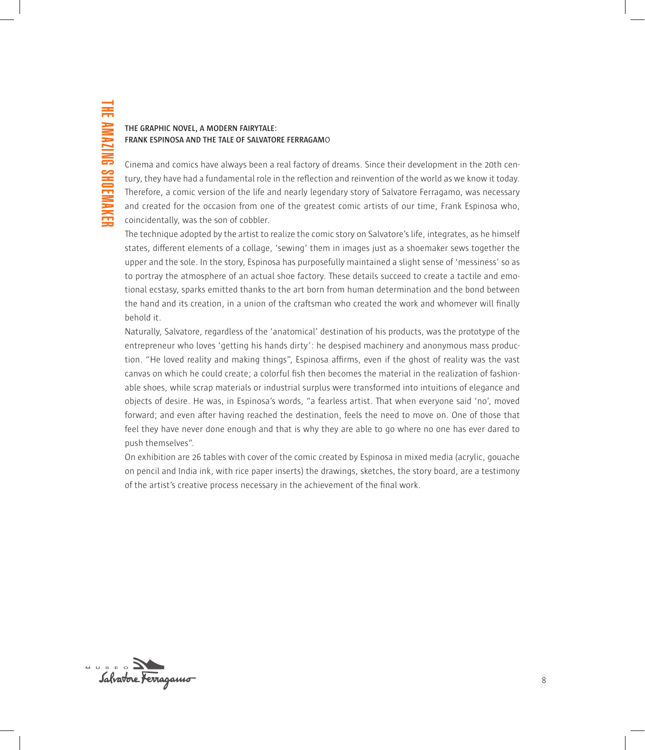## THE GRAPHIC NOVEL, A MODERN FAIRYTALE:
## FRANK ESPINOSA AND THE TALE OF SALVATORE FERRAGAMO

Cinema and comics have always been a real factory of dreams. Since their development in the 20th century, they have had a fundamental role in the reflection and reinvention of the world as we know it today. Therefore, a comic version of the life and nearly legendary story of Salvatore Ferragamo, was necessary and created for the occasion from one of the greatest comic artists of our time, Frank Espinosa who, coincidentally, was the son of cobbler.

The technique adopted by the artist to realize the comic story on Salvatore's life, integrates, as he himself states, different elements of a collage, 'sewing' them in images just as a shoemaker sews together the upper and the sole. In the story, Espinosa has purposefully maintained a slight sense of 'messiness' so as to portray the atmosphere of an actual shoe factory. These details succeed to create a tactile and emotional ecstasy, sparks emitted thanks to the art born from human determination and the bond between the hand and its creation, in a union of the craftsman who created the work and whomever will finally behold it.

Naturally, Salvatore, regardless of the 'anatomical' destination of his products, was the prototype of the entrepreneur who loves 'getting his hands dirty': he despised machinery and anonymous mass production. "He loved reality and making things", Espinosa affirms, even if the ghost of reality was the vast canvas on which he could create; a colorful fish then becomes the material in the realization of fashionable shoes, while scrap materials or industrial surplus were transformed into intuitions of elegance and objects of desire. He was, in Espinosa's words, "a fearless artist. That when everyone said 'no', moved forward; and even after having reached the destination, feels the need to move on. One of those that feel they have never done enough and that is why they are able to go where no one has ever dared to push themselves".

On exhibition are 26 tables with cover of the comic created by Espinosa in mixed media (acrylic, gouache on pencil and India ink, with rice paper inserts) the drawings, sketches, the story board, are a testimony of the artist's creative process necessary in the achievement of the final work.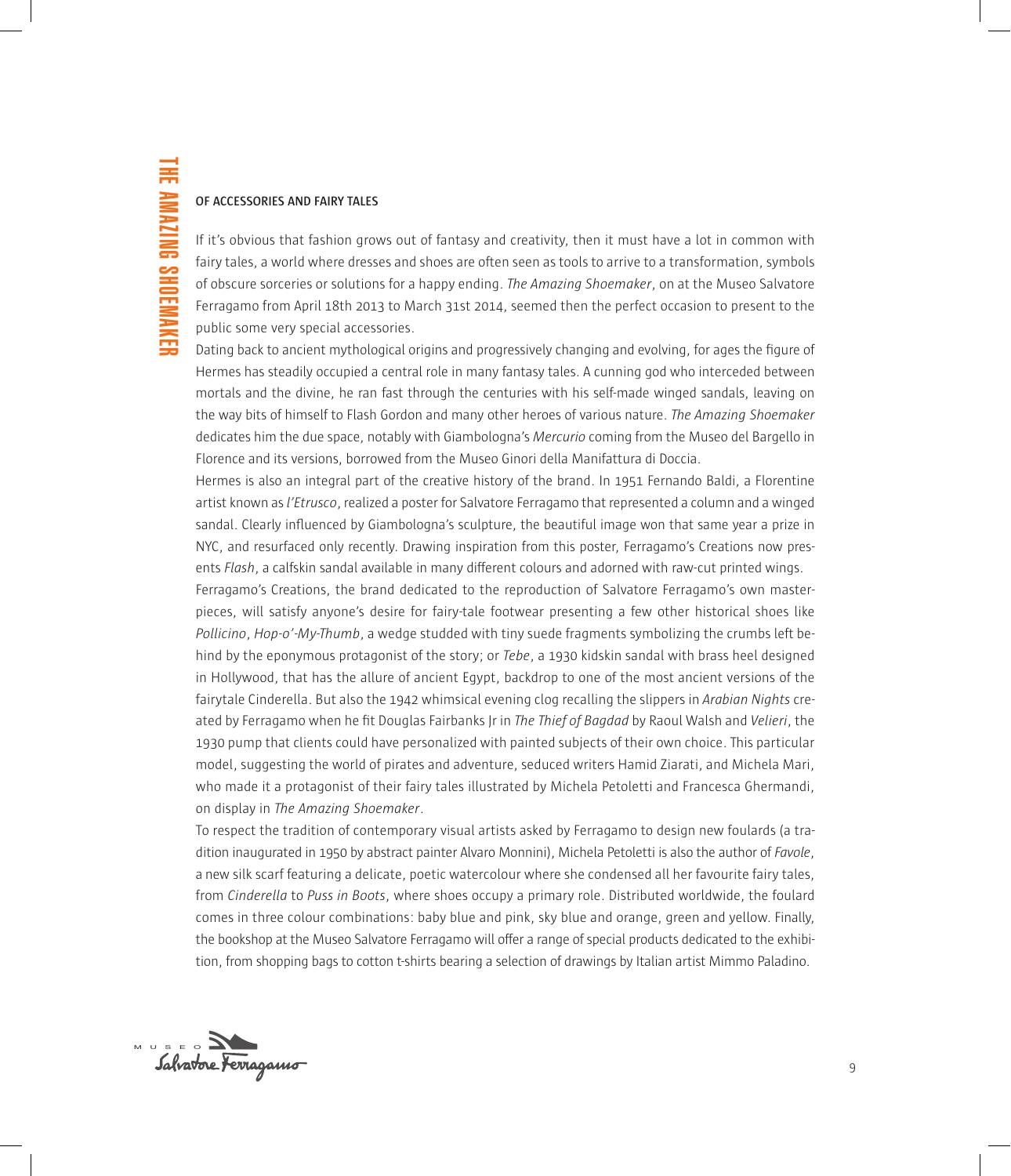## OF ACCESSORIES AND FAIRY TALES

If it's obvious that fashion grows out of fantasy and creativity, then it must have a lot in common with fairy tales, a world where dresses and shoes are often seen as tools to arrive to a transformation, symbols of obscure sorceries or solutions for a happy ending. *The Amazing Shoemaker*, on at the Museo Salvatore Ferragamo from April 18th 2013 to March 31st 2014, seemed then the perfect occasion to present to the public some very special accessories.

Dating back to ancient mythological origins and progressively changing and evolving, for ages the figure of Hermes has steadily occupied a central role in many fantasy tales. A cunning god who interceded between mortals and the divine, he ran fast through the centuries with his self-made winged sandals, leaving on the way bits of himself to Flash Gordon and many other heroes of various nature. *The Amazing Shoemaker* dedicates him the due space, notably with Giambologna's *Mercurio* coming from the Museo del Bargello in Florence and its versions, borrowed from the Museo Ginori della Manifattura di Doccia.

Hermes is also an integral part of the creative history of the brand. In 1951 Fernando Baldi, a Florentine artist known as *l'Etrusco*, realized a poster for Salvatore Ferragamo that represented a column and a winged sandal. Clearly influenced by Giambologna's sculpture, the beautiful image won that same year a prize in NYC, and resurfaced only recently. Drawing inspiration from this poster, Ferragamo's Creations now presents *Flash*, a calfskin sandal available in many different colours and adorned with raw-cut printed wings.

Ferragamo's Creations, the brand dedicated to the reproduction of Salvatore Ferragamo's own masterpieces, will satisfy anyone's desire for fairy-tale footwear presenting a few other historical shoes like *Pollicino*, *Hop-o'-My-Thumb*, a wedge studded with tiny suede fragments symbolizing the crumbs left behind by the eponymous protagonist of the story; or *Tebe*, a 1930 kidskin sandal with brass heel designed in Hollywood, that has the allure of ancient Egypt, backdrop to one of the most ancient versions of the fairytale Cinderella. But also the 1942 whimsical evening clog recalling the slippers in *Arabian Nights* created by Ferragamo when he fit Douglas Fairbanks Jr in *The Thief of Bagdad* by Raoul Walsh and *Velieri*, the 1930 pump that clients could have personalized with painted subjects of their own choice. This particular model, suggesting the world of pirates and adventure, seduced writers Hamid Ziarati, and Michela Mari, who made it a protagonist of their fairy tales illustrated by Michela Petoletti and Francesca Ghermandi, on display in *The Amazing Shoemaker*.

To respect the tradition of contemporary visual artists asked by Ferragamo to design new foulards (a tradition inaugurated in 1950 by abstract painter Alvaro Monnini), Michela Petoletti is also the author of *Favole*, a new silk scarf featuring a delicate, poetic watercolour where she condensed all her favourite fairy tales, from *Cinderella* to *Puss in Boots*, where shoes occupy a primary role. Distributed worldwide, the foulard comes in three colour combinations: baby blue and pink, sky blue and orange, green and yellow. Finally, the bookshop at the Museo Salvatore Ferragamo will offer a range of special products dedicated to the exhibition, from shopping bags to cotton t-shirts bearing a selection of drawings by Italian artist Mimmo Paladino.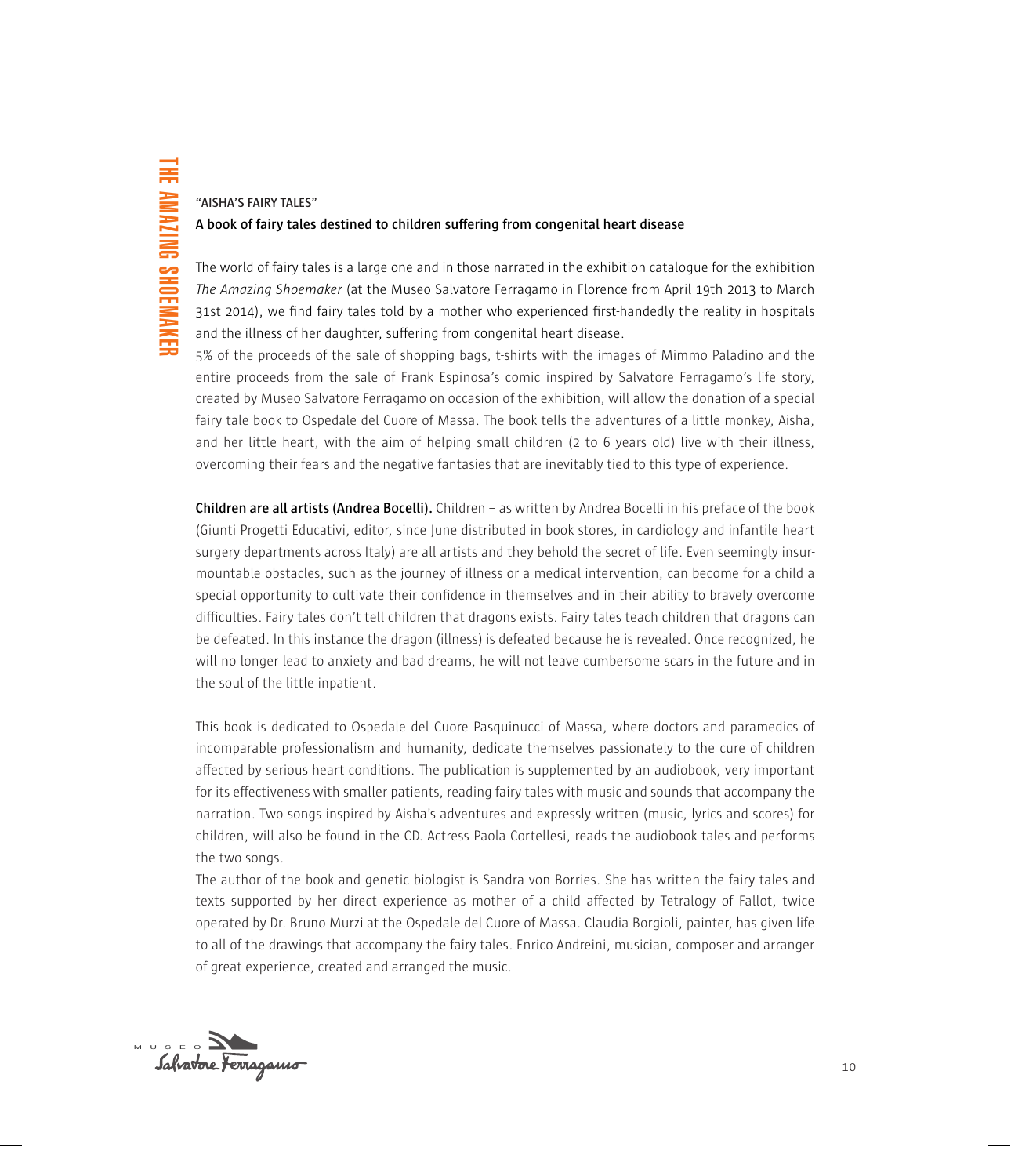## "AISHA'S FAIRY TALES"

### A book of fairy tales destined to children suffering from congenital heart disease

The world of fairy tales is a large one and in those narrated in the exhibition catalogue for the exhibition *The Amazing Shoemaker* (at the Museo Salvatore Ferragamo in Florence from April 19th 2013 to March 31st 2014), we find fairy tales told by a mother who experienced first-handedly the reality in hospitals and the illness of her daughter, suffering from congenital heart disease.

5% of the proceeds of the sale of shopping bags, t-shirts with the images of Mimmo Paladino and the entire proceeds from the sale of Frank Espinosa's comic inspired by Salvatore Ferragamo's life story, created by Museo Salvatore Ferragamo on occasion of the exhibition, will allow the donation of a special fairy tale book to Ospedale del Cuore of Massa. The book tells the adventures of a little monkey, Aisha, and her little heart, with the aim of helping small children (2 to 6 years old) live with their illness, overcoming their fears and the negative fantasies that are inevitably tied to this type of experience.

**Children are all artists (Andrea Bocelli).** Children – as written by Andrea Bocelli in his preface of the book (Giunti Progetti Educativi, editor, since June distributed in book stores, in cardiology and infantile heart surgery departments across Italy) are all artists and they behold the secret of life. Even seemingly insurmountable obstacles, such as the journey of illness or a medical intervention, can become for a child a special opportunity to cultivate their confidence in themselves and in their ability to bravely overcome difficulties. Fairy tales don't tell children that dragons exists. Fairy tales teach children that dragons can be defeated. In this instance the dragon (illness) is defeated because he is revealed. Once recognized, he will no longer lead to anxiety and bad dreams, he will not leave cumbersome scars in the future and in the soul of the little inpatient.

This book is dedicated to Ospedale del Cuore Pasquinucci of Massa, where doctors and paramedics of incomparable professionalism and humanity, dedicate themselves passionately to the cure of children affected by serious heart conditions. The publication is supplemented by an audiobook, very important for its effectiveness with smaller patients, reading fairy tales with music and sounds that accompany the narration. Two songs inspired by Aisha's adventures and expressly written (music, lyrics and scores) for children, will also be found in the CD. Actress Paola Cortellesi, reads the audiobook tales and performs the two songs.

The author of the book and genetic biologist is Sandra von Borries. She has written the fairy tales and texts supported by her direct experience as mother of a child affected by Tetralogy of Fallot, twice operated by Dr. Bruno Murzi at the Ospedale del Cuore of Massa. Claudia Borgioli, painter, has given life to all of the drawings that accompany the fairy tales. Enrico Andreini, musician, composer and arranger of great experience, created and arranged the music.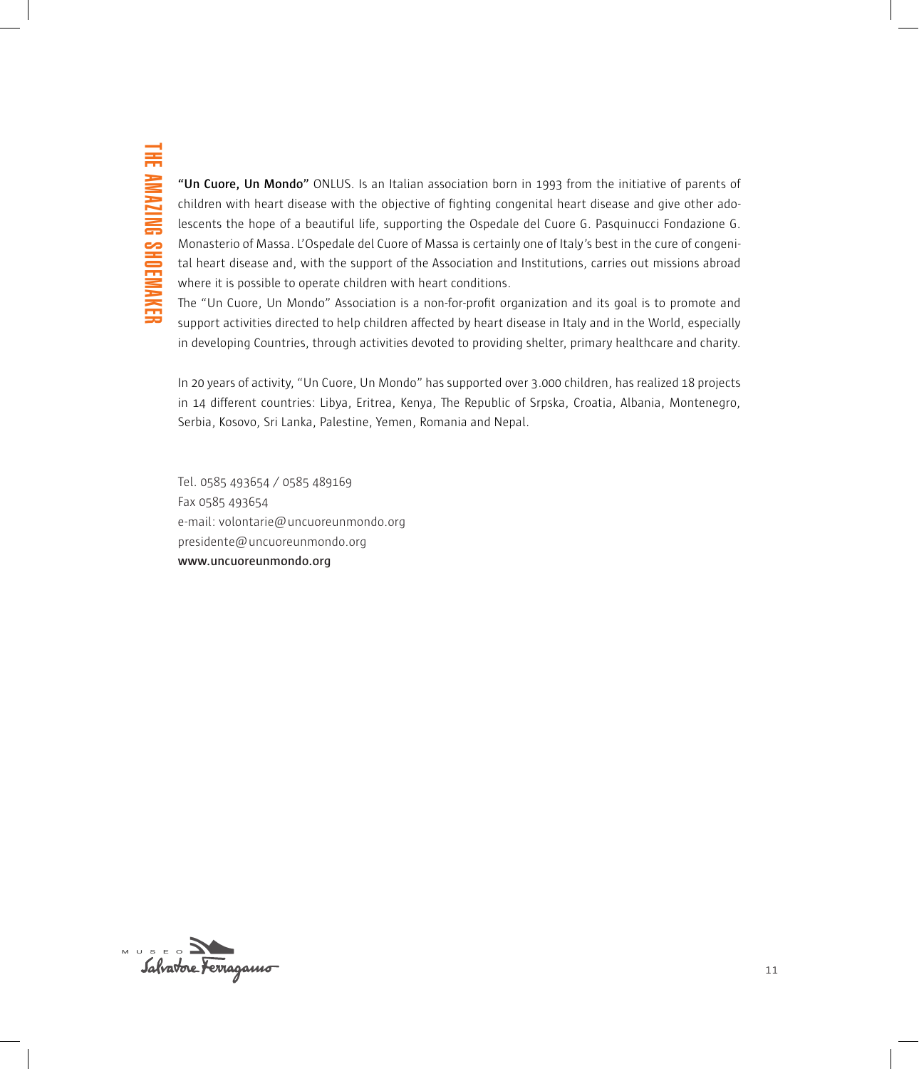**"Un Cuore, Un Mondo"** ONLUS. Is an Italian association born in 1993 from the initiative of parents of children with heart disease with the objective of fighting congenital heart disease and give other adolescents the hope of a beautiful life, supporting the Ospedale del Cuore G. Pasquinucci Fondazione G. Monasterio of Massa. L'Ospedale del Cuore of Massa is certainly one of Italy's best in the cure of congenital heart disease and, with the support of the Association and Institutions, carries out missions abroad where it is possible to operate children with heart conditions.
The "Un Cuore, Un Mondo" Association is a non-for-profit organization and its goal is to promote and support activities directed to help children affected by heart disease in Italy and in the World, especially in developing Countries, through activities devoted to providing shelter, primary healthcare and charity.

In 20 years of activity, "Un Cuore, Un Mondo" has supported over 3.000 children, has realized 18 projects in 14 different countries: Libya, Eritrea, Kenya, The Republic of Srpska, Croatia, Albania, Montenegro, Serbia, Kosovo, Sri Lanka, Palestine, Yemen, Romania and Nepal.

Tel. 0585 493654 / 0585 489169
Fax 0585 493654
e-mail: volontarie@uncuoreunmondo.org
presidente@uncuoreunmondo.org
**www.uncuoreunmondo.org**